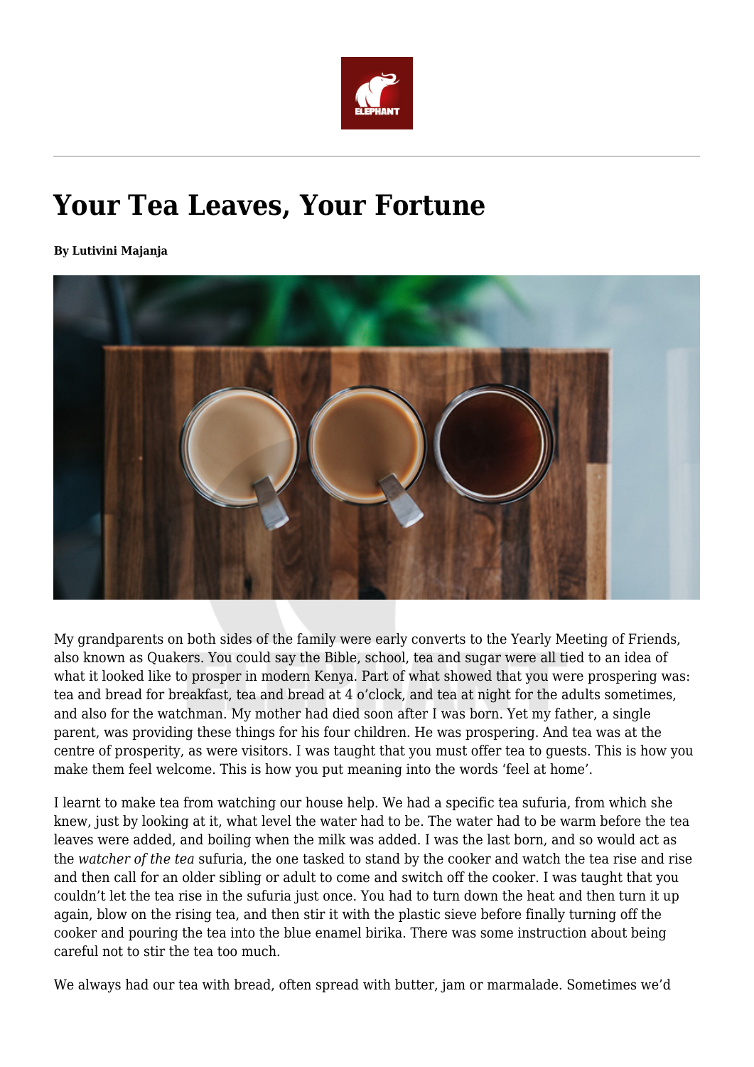# Your Tea Leaves, Your Fortune

**By Lutivini Majanja**

My grandparents on both sides of the family were early converts to the Yearly Meeting of Friends, also known as Quakers. You could say the Bible, school, tea and sugar were all tied to an idea of what it looked like to prosper in modern Kenya. Part of what showed that you were prospering was: tea and bread for breakfast, tea and bread at 4 o'clock, and tea at night for the adults sometimes, and also for the watchman. My mother had died soon after I was born. Yet my father, a single parent, was providing these things for his four children. He was prospering. And tea was at the centre of prosperity, as were visitors. I was taught that you must offer tea to guests. This is how you make them feel welcome. This is how you put meaning into the words 'feel at home'.

I learnt to make tea from watching our house help. We had a specific tea sufuria, from which she knew, just by looking at it, what level the water had to be. The water had to be warm before the tea leaves were added, and boiling when the milk was added. I was the last born, and so would act as the *watcher of the tea* sufuria, the one tasked to stand by the cooker and watch the tea rise and rise and then call for an older sibling or adult to come and switch off the cooker. I was taught that you couldn't let the tea rise in the sufuria just once. You had to turn down the heat and then turn it up again, blow on the rising tea, and then stir it with the plastic sieve before finally turning off the cooker and pouring the tea into the blue enamel birika. There was some instruction about being careful not to stir the tea too much.

We always had our tea with bread, often spread with butter, jam or marmalade. Sometimes we'd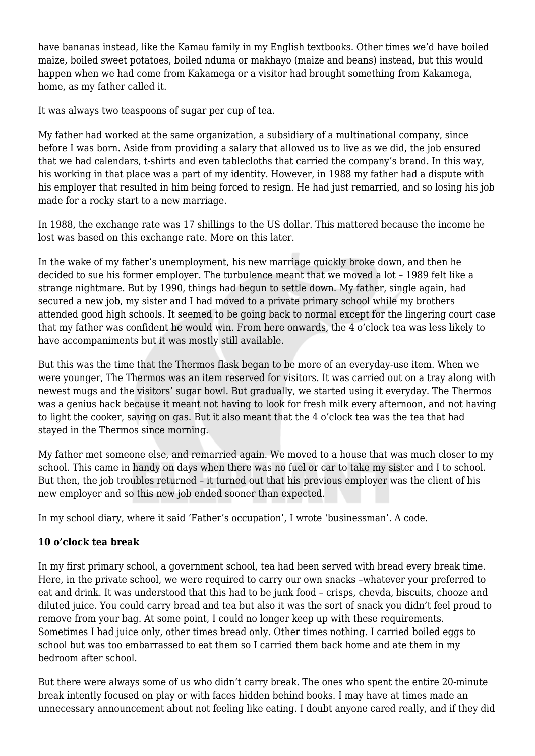have bananas instead, like the Kamau family in my English textbooks. Other times we'd have boiled maize, boiled sweet potatoes, boiled nduma or makhayo (maize and beans) instead, but this would happen when we had come from Kakamega or a visitor had brought something from Kakamega, home, as my father called it.

It was always two teaspoons of sugar per cup of tea.

My father had worked at the same organization, a subsidiary of a multinational company, since before I was born. Aside from providing a salary that allowed us to live as we did, the job ensured that we had calendars, t-shirts and even tablecloths that carried the company's brand. In this way, his working in that place was a part of my identity. However, in 1988 my father had a dispute with his employer that resulted in him being forced to resign. He had just remarried, and so losing his job made for a rocky start to a new marriage.

In 1988, the exchange rate was 17 shillings to the US dollar. This mattered because the income he lost was based on this exchange rate. More on this later.

In the wake of my father's unemployment, his new marriage quickly broke down, and then he decided to sue his former employer. The turbulence meant that we moved a lot – 1989 felt like a strange nightmare. But by 1990, things had begun to settle down. My father, single again, had secured a new job, my sister and I had moved to a private primary school while my brothers attended good high schools. It seemed to be going back to normal except for the lingering court case that my father was confident he would win. From here onwards, the 4 o'clock tea was less likely to have accompaniments but it was mostly still available.

But this was the time that the Thermos flask began to be more of an everyday-use item. When we were younger, The Thermos was an item reserved for visitors. It was carried out on a tray along with newest mugs and the visitors' sugar bowl. But gradually, we started using it everyday. The Thermos was a genius hack because it meant not having to look for fresh milk every afternoon, and not having to light the cooker, saving on gas. But it also meant that the 4 o'clock tea was the tea that had stayed in the Thermos since morning.

My father met someone else, and remarried again. We moved to a house that was much closer to my school. This came in handy on days when there was no fuel or car to take my sister and I to school. But then, the job troubles returned – it turned out that his previous employer was the client of his new employer and so this new job ended sooner than expected.

In my school diary, where it said 'Father's occupation', I wrote 'businessman'. A code.

**10 o'clock tea break**

In my first primary school, a government school, tea had been served with bread every break time. Here, in the private school, we were required to carry our own snacks –whatever your preferred to eat and drink. It was understood that this had to be junk food – crisps, chevda, biscuits, chooze and diluted juice. You could carry bread and tea but also it was the sort of snack you didn't feel proud to remove from your bag. At some point, I could no longer keep up with these requirements. Sometimes I had juice only, other times bread only. Other times nothing. I carried boiled eggs to school but was too embarrassed to eat them so I carried them back home and ate them in my bedroom after school.

But there were always some of us who didn't carry break. The ones who spent the entire 20-minute break intently focused on play or with faces hidden behind books. I may have at times made an unnecessary announcement about not feeling like eating. I doubt anyone cared really, and if they did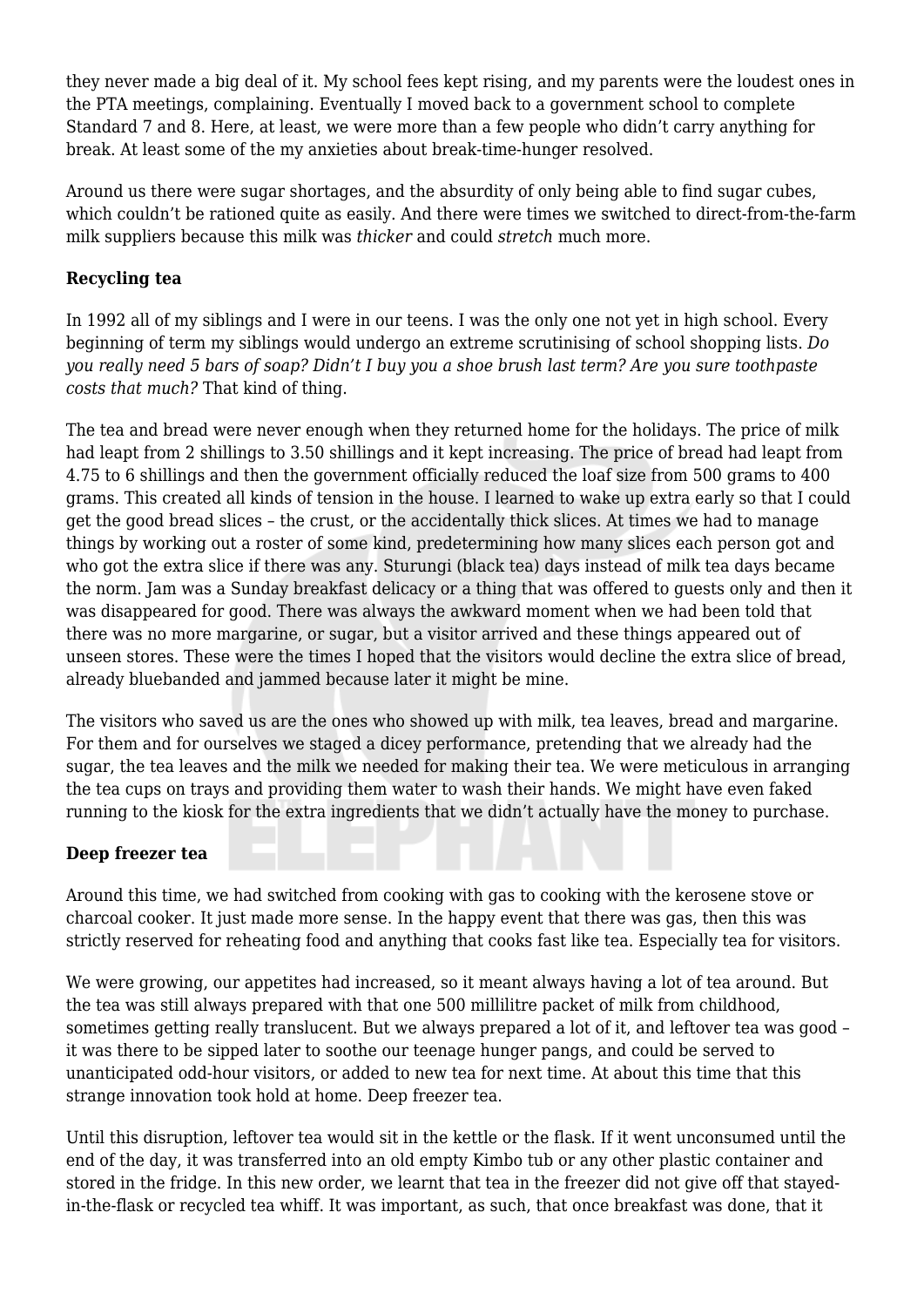they never made a big deal of it. My school fees kept rising, and my parents were the loudest ones in the PTA meetings, complaining. Eventually I moved back to a government school to complete Standard 7 and 8. Here, at least, we were more than a few people who didn't carry anything for break. At least some of the my anxieties about break-time-hunger resolved.

Around us there were sugar shortages, and the absurdity of only being able to find sugar cubes, which couldn't be rationed quite as easily. And there were times we switched to direct-from-the-farm milk suppliers because this milk was *thicker* and could *stretch* much more.

**Recycling tea**

In 1992 all of my siblings and I were in our teens. I was the only one not yet in high school. Every beginning of term my siblings would undergo an extreme scrutinising of school shopping lists. *Do you really need 5 bars of soap? Didn't I buy you a shoe brush last term? Are you sure toothpaste costs that much?* That kind of thing.

The tea and bread were never enough when they returned home for the holidays. The price of milk had leapt from 2 shillings to 3.50 shillings and it kept increasing. The price of bread had leapt from 4.75 to 6 shillings and then the government officially reduced the loaf size from 500 grams to 400 grams. This created all kinds of tension in the house. I learned to wake up extra early so that I could get the good bread slices – the crust, or the accidentally thick slices. At times we had to manage things by working out a roster of some kind, predetermining how many slices each person got and who got the extra slice if there was any. Sturungi (black tea) days instead of milk tea days became the norm. Jam was a Sunday breakfast delicacy or a thing that was offered to guests only and then it was disappeared for good. There was always the awkward moment when we had been told that there was no more margarine, or sugar, but a visitor arrived and these things appeared out of unseen stores. These were the times I hoped that the visitors would decline the extra slice of bread, already bluebanded and jammed because later it might be mine.

The visitors who saved us are the ones who showed up with milk, tea leaves, bread and margarine. For them and for ourselves we staged a dicey performance, pretending that we already had the sugar, the tea leaves and the milk we needed for making their tea. We were meticulous in arranging the tea cups on trays and providing them water to wash their hands. We might have even faked running to the kiosk for the extra ingredients that we didn't actually have the money to purchase.

**Deep freezer tea**

Around this time, we had switched from cooking with gas to cooking with the kerosene stove or charcoal cooker. It just made more sense. In the happy event that there was gas, then this was strictly reserved for reheating food and anything that cooks fast like tea. Especially tea for visitors.

We were growing, our appetites had increased, so it meant always having a lot of tea around. But the tea was still always prepared with that one 500 millilitre packet of milk from childhood, sometimes getting really translucent. But we always prepared a lot of it, and leftover tea was good – it was there to be sipped later to soothe our teenage hunger pangs, and could be served to unanticipated odd-hour visitors, or added to new tea for next time. At about this time that this strange innovation took hold at home. Deep freezer tea.

Until this disruption, leftover tea would sit in the kettle or the flask. If it went unconsumed until the end of the day, it was transferred into an old empty Kimbo tub or any other plastic container and stored in the fridge. In this new order, we learnt that tea in the freezer did not give off that stayed-in-the-flask or recycled tea whiff. It was important, as such, that once breakfast was done, that it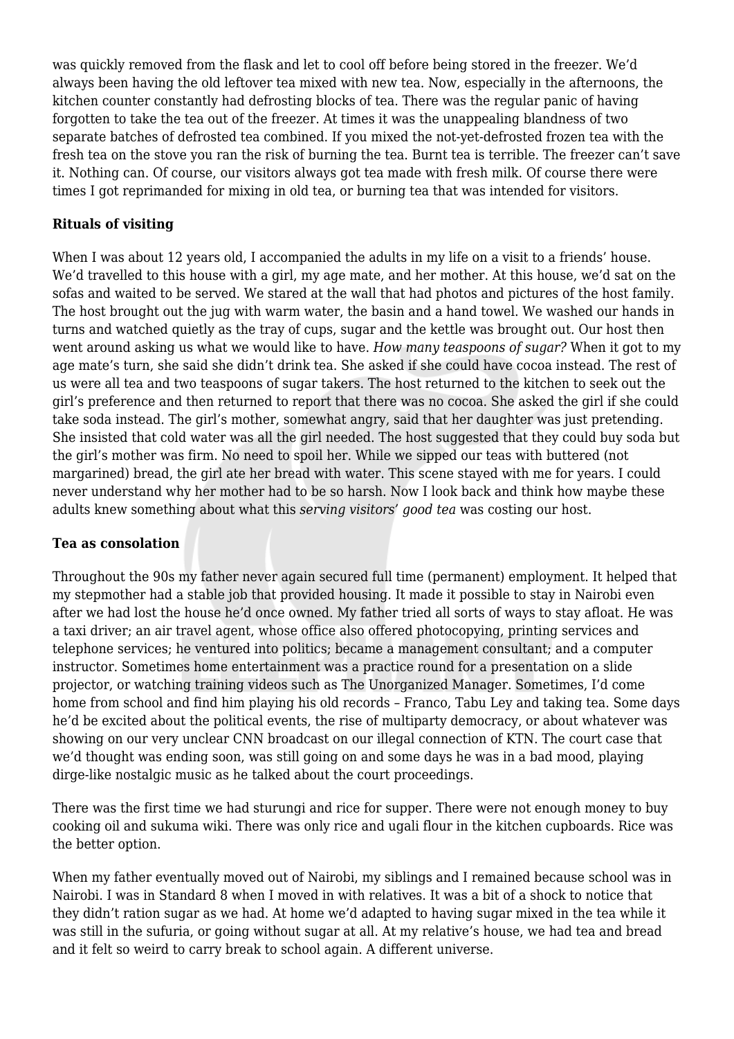was quickly removed from the flask and let to cool off before being stored in the freezer. We'd always been having the old leftover tea mixed with new tea. Now, especially in the afternoons, the kitchen counter constantly had defrosting blocks of tea. There was the regular panic of having forgotten to take the tea out of the freezer. At times it was the unappealing blandness of two separate batches of defrosted tea combined. If you mixed the not-yet-defrosted frozen tea with the fresh tea on the stove you ran the risk of burning the tea. Burnt tea is terrible. The freezer can't save it. Nothing can. Of course, our visitors always got tea made with fresh milk. Of course there were times I got reprimanded for mixing in old tea, or burning tea that was intended for visitors.

**Rituals of visiting**

When I was about 12 years old, I accompanied the adults in my life on a visit to a friends' house. We'd travelled to this house with a girl, my age mate, and her mother. At this house, we'd sat on the sofas and waited to be served. We stared at the wall that had photos and pictures of the host family. The host brought out the jug with warm water, the basin and a hand towel. We washed our hands in turns and watched quietly as the tray of cups, sugar and the kettle was brought out. Our host then went around asking us what we would like to have. *How many teaspoons of sugar?* When it got to my age mate's turn, she said she didn't drink tea. She asked if she could have cocoa instead. The rest of us were all tea and two teaspoons of sugar takers. The host returned to the kitchen to seek out the girl's preference and then returned to report that there was no cocoa. She asked the girl if she could take soda instead. The girl's mother, somewhat angry, said that her daughter was just pretending. She insisted that cold water was all the girl needed. The host suggested that they could buy soda but the girl's mother was firm. No need to spoil her. While we sipped our teas with buttered (not margarined) bread, the girl ate her bread with water. This scene stayed with me for years. I could never understand why her mother had to be so harsh. Now I look back and think how maybe these adults knew something about what this *serving visitors' good tea* was costing our host.

**Tea as consolation**

Throughout the 90s my father never again secured full time (permanent) employment. It helped that my stepmother had a stable job that provided housing. It made it possible to stay in Nairobi even after we had lost the house he'd once owned. My father tried all sorts of ways to stay afloat. He was a taxi driver; an air travel agent, whose office also offered photocopying, printing services and telephone services; he ventured into politics; became a management consultant; and a computer instructor. Sometimes home entertainment was a practice round for a presentation on a slide projector, or watching training videos such as The Unorganized Manager. Sometimes, I'd come home from school and find him playing his old records – Franco, Tabu Ley and taking tea. Some days he'd be excited about the political events, the rise of multiparty democracy, or about whatever was showing on our very unclear CNN broadcast on our illegal connection of KTN. The court case that we'd thought was ending soon, was still going on and some days he was in a bad mood, playing dirge-like nostalgic music as he talked about the court proceedings.

There was the first time we had sturungi and rice for supper. There were not enough money to buy cooking oil and sukuma wiki. There was only rice and ugali flour in the kitchen cupboards. Rice was the better option.

When my father eventually moved out of Nairobi, my siblings and I remained because school was in Nairobi. I was in Standard 8 when I moved in with relatives. It was a bit of a shock to notice that they didn't ration sugar as we had. At home we'd adapted to having sugar mixed in the tea while it was still in the sufuria, or going without sugar at all. At my relative's house, we had tea and bread and it felt so weird to carry break to school again. A different universe.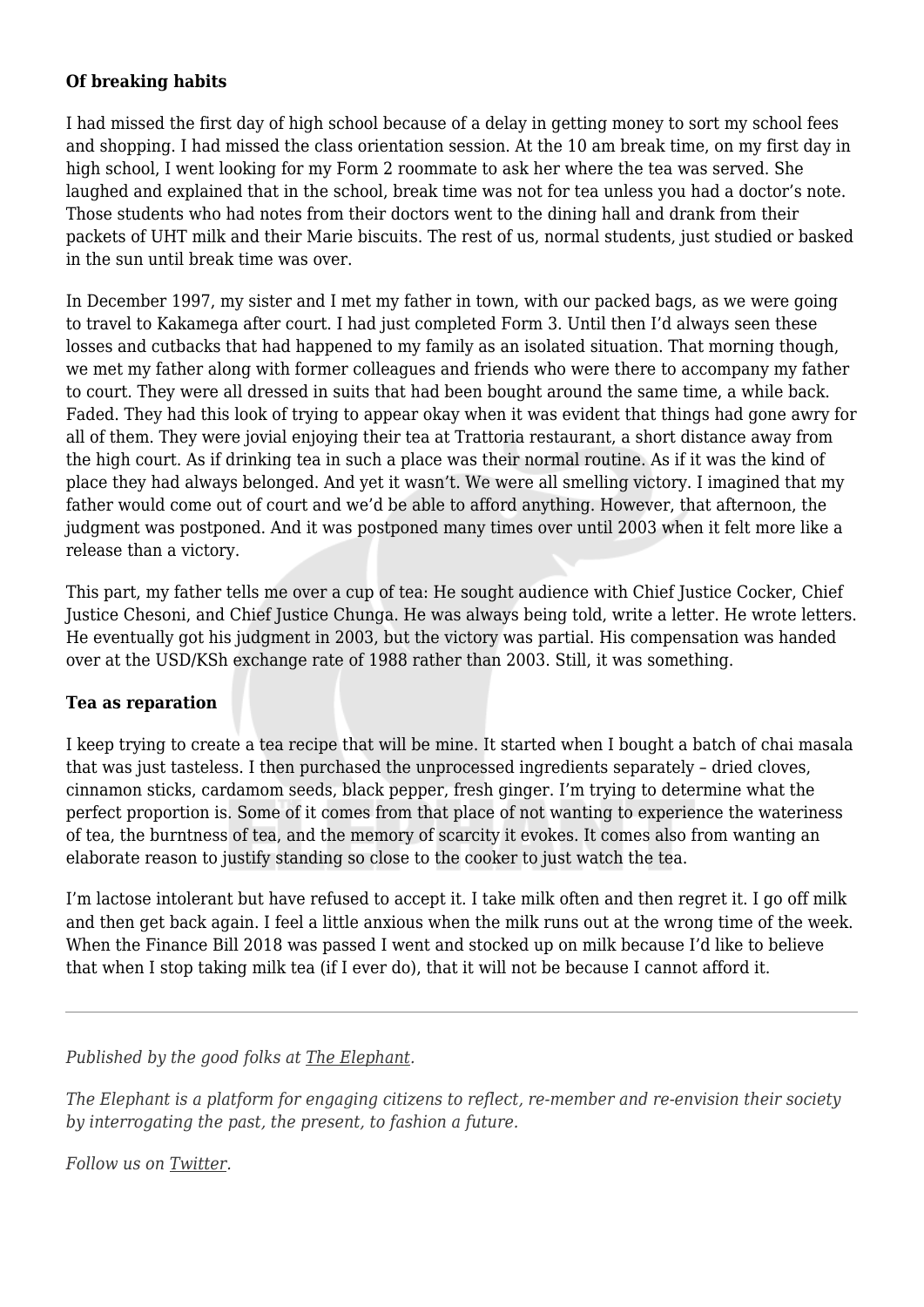**Of breaking habits**

I had missed the first day of high school because of a delay in getting money to sort my school fees and shopping. I had missed the class orientation session. At the 10 am break time, on my first day in high school, I went looking for my Form 2 roommate to ask her where the tea was served. She laughed and explained that in the school, break time was not for tea unless you had a doctor's note. Those students who had notes from their doctors went to the dining hall and drank from their packets of UHT milk and their Marie biscuits. The rest of us, normal students, just studied or basked in the sun until break time was over.

In December 1997, my sister and I met my father in town, with our packed bags, as we were going to travel to Kakamega after court. I had just completed Form 3. Until then I'd always seen these losses and cutbacks that had happened to my family as an isolated situation. That morning though, we met my father along with former colleagues and friends who were there to accompany my father to court. They were all dressed in suits that had been bought around the same time, a while back. Faded. They had this look of trying to appear okay when it was evident that things had gone awry for all of them. They were jovial enjoying their tea at Trattoria restaurant, a short distance away from the high court. As if drinking tea in such a place was their normal routine. As if it was the kind of place they had always belonged. And yet it wasn't. We were all smelling victory. I imagined that my father would come out of court and we'd be able to afford anything. However, that afternoon, the judgment was postponed. And it was postponed many times over until 2003 when it felt more like a release than a victory.

This part, my father tells me over a cup of tea: He sought audience with Chief Justice Cocker, Chief Justice Chesoni, and Chief Justice Chunga. He was always being told, write a letter. He wrote letters. He eventually got his judgment in 2003, but the victory was partial. His compensation was handed over at the USD/KSh exchange rate of 1988 rather than 2003. Still, it was something.

**Tea as reparation**

I keep trying to create a tea recipe that will be mine. It started when I bought a batch of chai masala that was just tasteless. I then purchased the unprocessed ingredients separately – dried cloves, cinnamon sticks, cardamom seeds, black pepper, fresh ginger. I'm trying to determine what the perfect proportion is. Some of it comes from that place of not wanting to experience the wateriness of tea, the burntness of tea, and the memory of scarcity it evokes. It comes also from wanting an elaborate reason to justify standing so close to the cooker to just watch the tea.

I'm lactose intolerant but have refused to accept it. I take milk often and then regret it. I go off milk and then get back again. I feel a little anxious when the milk runs out at the wrong time of the week. When the Finance Bill 2018 was passed I went and stocked up on milk because I'd like to believe that when I stop taking milk tea (if I ever do), that it will not be because I cannot afford it.

---

*Published by the good folks at The Elephant.*

*The Elephant is a platform for engaging citizens to reflect, re-member and re-envision their society by interrogating the past, the present, to fashion a future.*

*Follow us on Twitter.*